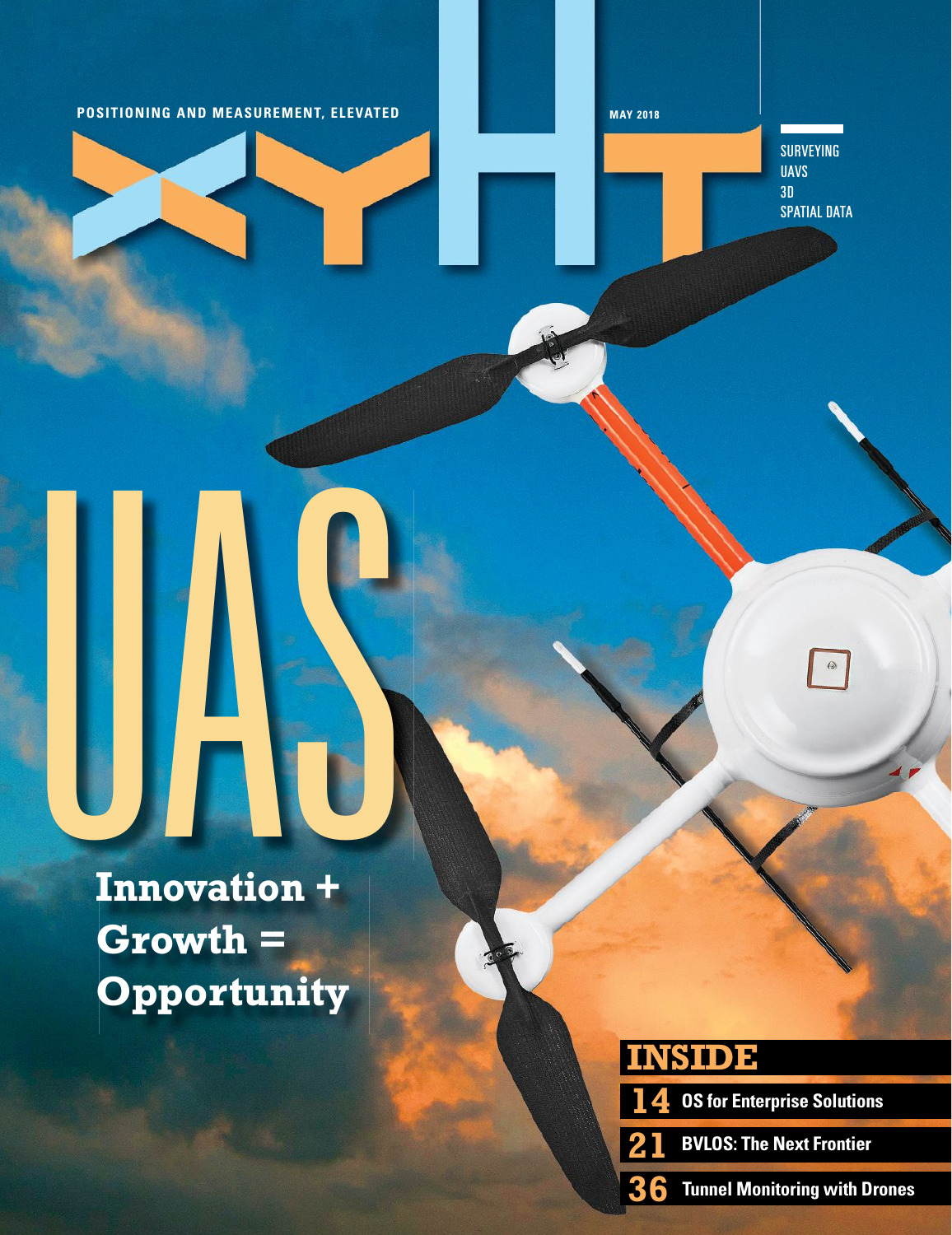POSITIONING AND MEASUREMENT, ELEVATED

# xyHt

MAY 2018

SURVEYING
UAVS
3D
SPATIAL DATA

# UAS

## Innovation + Growth = Opportunity

## INSIDE

**14** OS for Enterprise Solutions

**21** BVLOS: The Next Frontier

**36** Tunnel Monitoring with Drones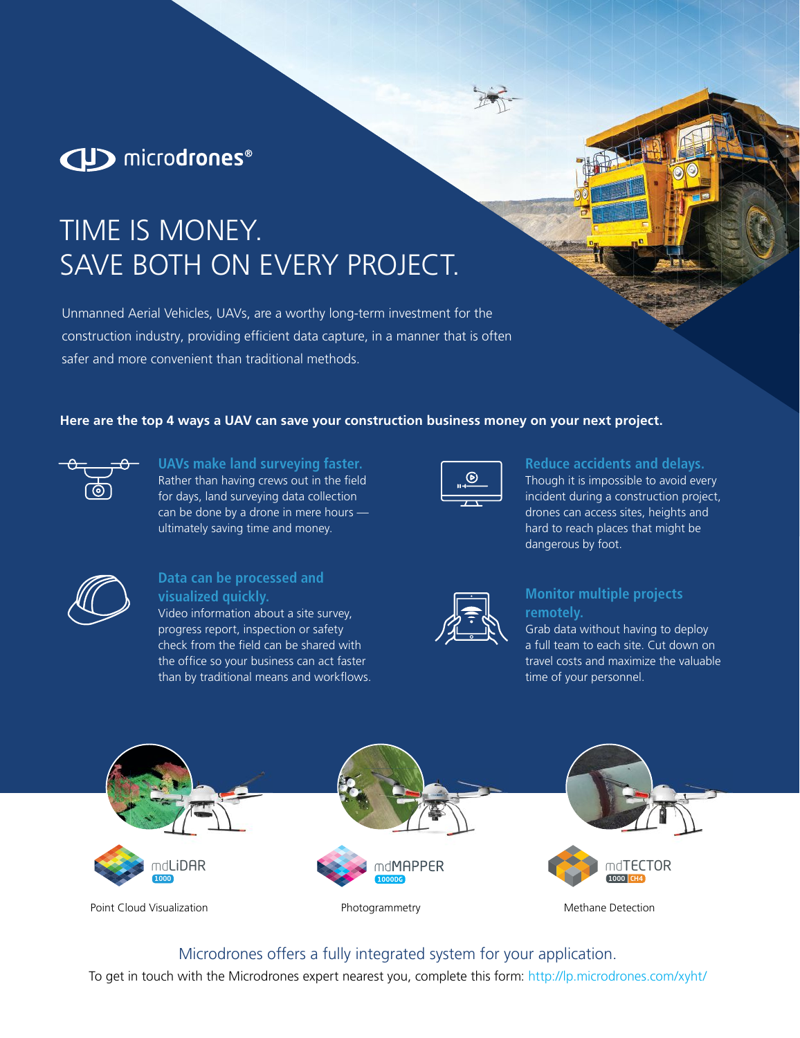microdrones®

# TIME IS MONEY. SAVE BOTH ON EVERY PROJECT.

Unmanned Aerial Vehicles, UAVs, are a worthy long-term investment for the construction industry, providing efficient data capture, in a manner that is often safer and more convenient than traditional methods.

**Here are the top 4 ways a UAV can save your construction business money on your next project.**

### UAVs make land surveying faster.

Rather than having crews out in the field for days, land surveying data collection can be done by a drone in mere hours — ultimately saving time and money.

### Reduce accidents and delays.

Though it is impossible to avoid every incident during a construction project, drones can access sites, heights and hard to reach places that might be dangerous by foot.

### Data can be processed and visualized quickly.

Video information about a site survey, progress report, inspection or safety check from the field can be shared with the office so your business can act faster than by traditional means and workflows.

### Monitor multiple projects remotely.

Grab data without having to deploy a full team to each site. Cut down on travel costs and maximize the valuable time of your personnel.

mdLiDAR 1000 — Point Cloud Visualization

mdMAPPER 1000DG — Photogrammetry

mdTECTOR 1000 CH4 — Methane Detection

Microdrones offers a fully integrated system for your application.

To get in touch with the Microdrones expert nearest you, complete this form: http://lp.microdrones.com/xyht/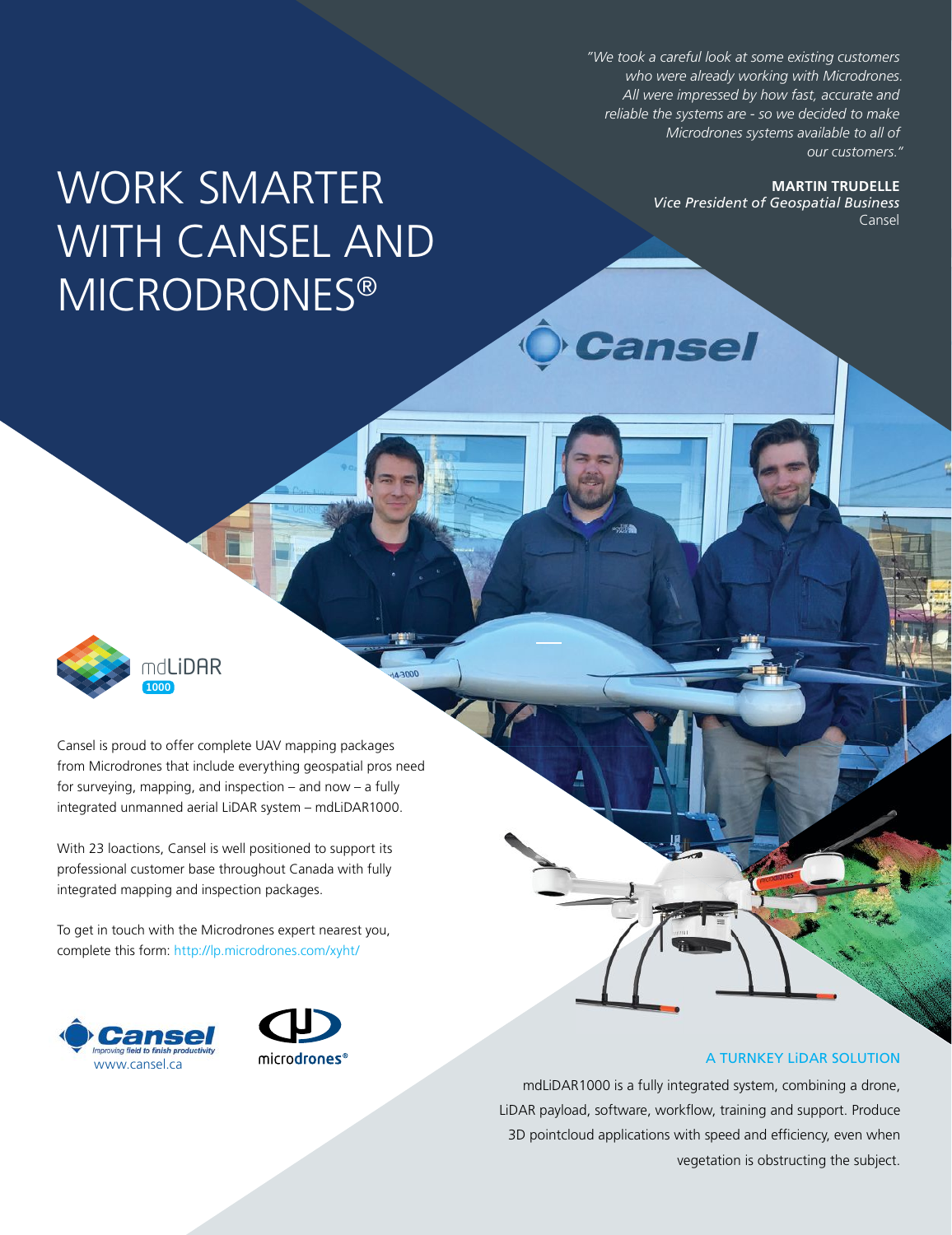# WORK SMARTER WITH CANSEL AND MICRODRONES®

*"We took a careful look at some existing customers who were already working with Microdrones. All were impressed by how fast, accurate and reliable the systems are - so we decided to make Microdrones systems available to all of our customers."*

**MARTIN TRUDELLE**
*Vice President of Geospatial Business*
Cansel

mdLiDAR 1000

Cansel is proud to offer complete UAV mapping packages from Microdrones that include everything geospatial pros need for surveying, mapping, and inspection – and now – a fully integrated unmanned aerial LiDAR system – mdLiDAR1000.

With 23 loactions, Cansel is well positioned to support its professional customer base throughout Canada with fully integrated mapping and inspection packages.

To get in touch with the Microdrones expert nearest you, complete this form: http://lp.microdrones.com/xyht/

Cansel
Improving field to finish productivity
www.cansel.ca

microdrones®

## A TURNKEY LiDAR SOLUTION

mdLiDAR1000 is a fully integrated system, combining a drone, LiDAR payload, software, workflow, training and support. Produce 3D pointcloud applications with speed and efficiency, even when vegetation is obstructing the subject.